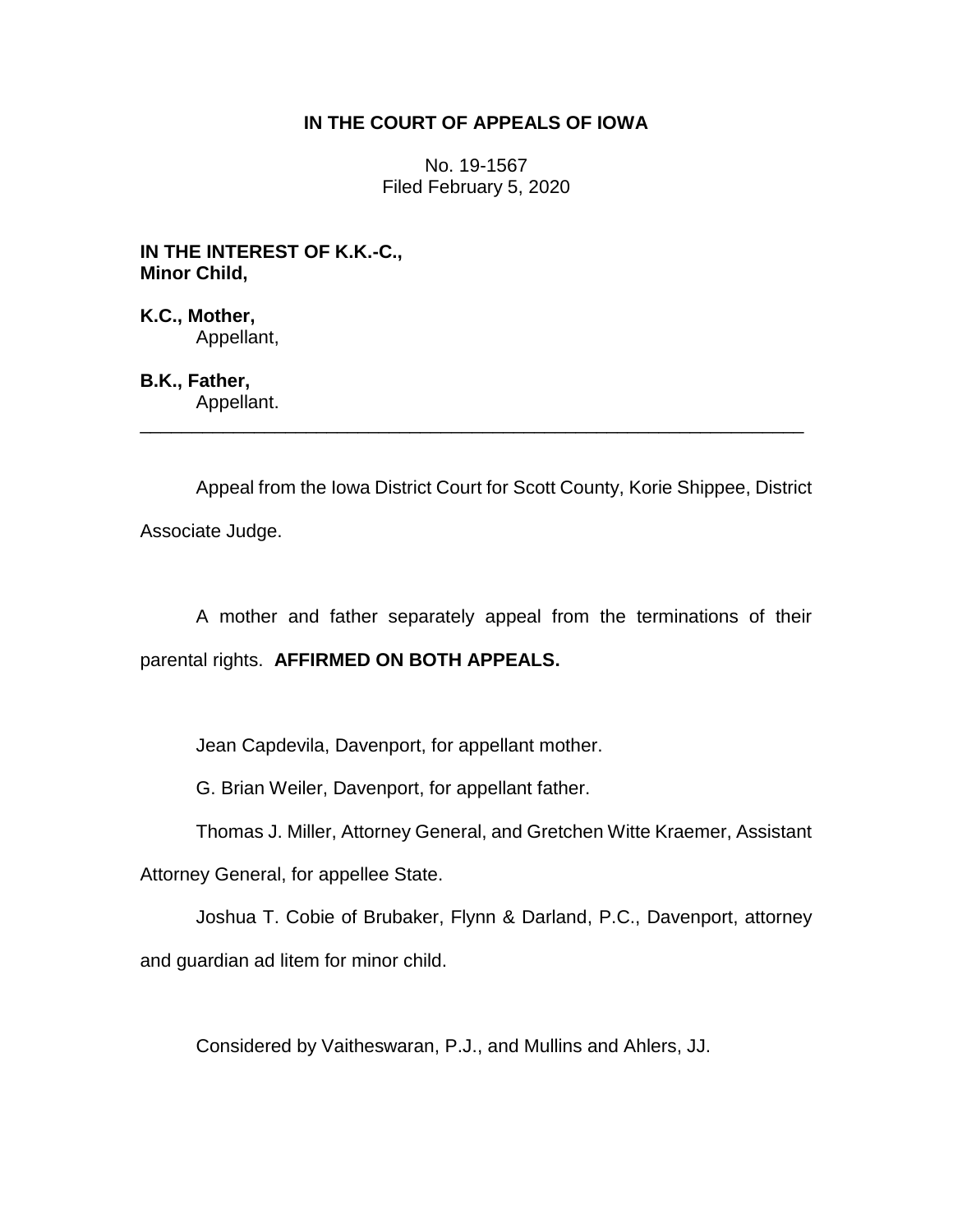**IN THE COURT OF APPEALS OF IOWA**

No. 19-1567
Filed February 5, 2020

**IN THE INTEREST OF K.K.-C., Minor Child,**

**K.C., Mother,**
Appellant,

**B.K., Father,**
Appellant.

---

Appeal from the Iowa District Court for Scott County, Korie Shippee, District Associate Judge.

A mother and father separately appeal from the terminations of their parental rights. **AFFIRMED ON BOTH APPEALS.**

Jean Capdevila, Davenport, for appellant mother.

G. Brian Weiler, Davenport, for appellant father.

Thomas J. Miller, Attorney General, and Gretchen Witte Kraemer, Assistant Attorney General, for appellee State.

Joshua T. Cobie of Brubaker, Flynn & Darland, P.C., Davenport, attorney and guardian ad litem for minor child.

Considered by Vaitheswaran, P.J., and Mullins and Ahlers, JJ.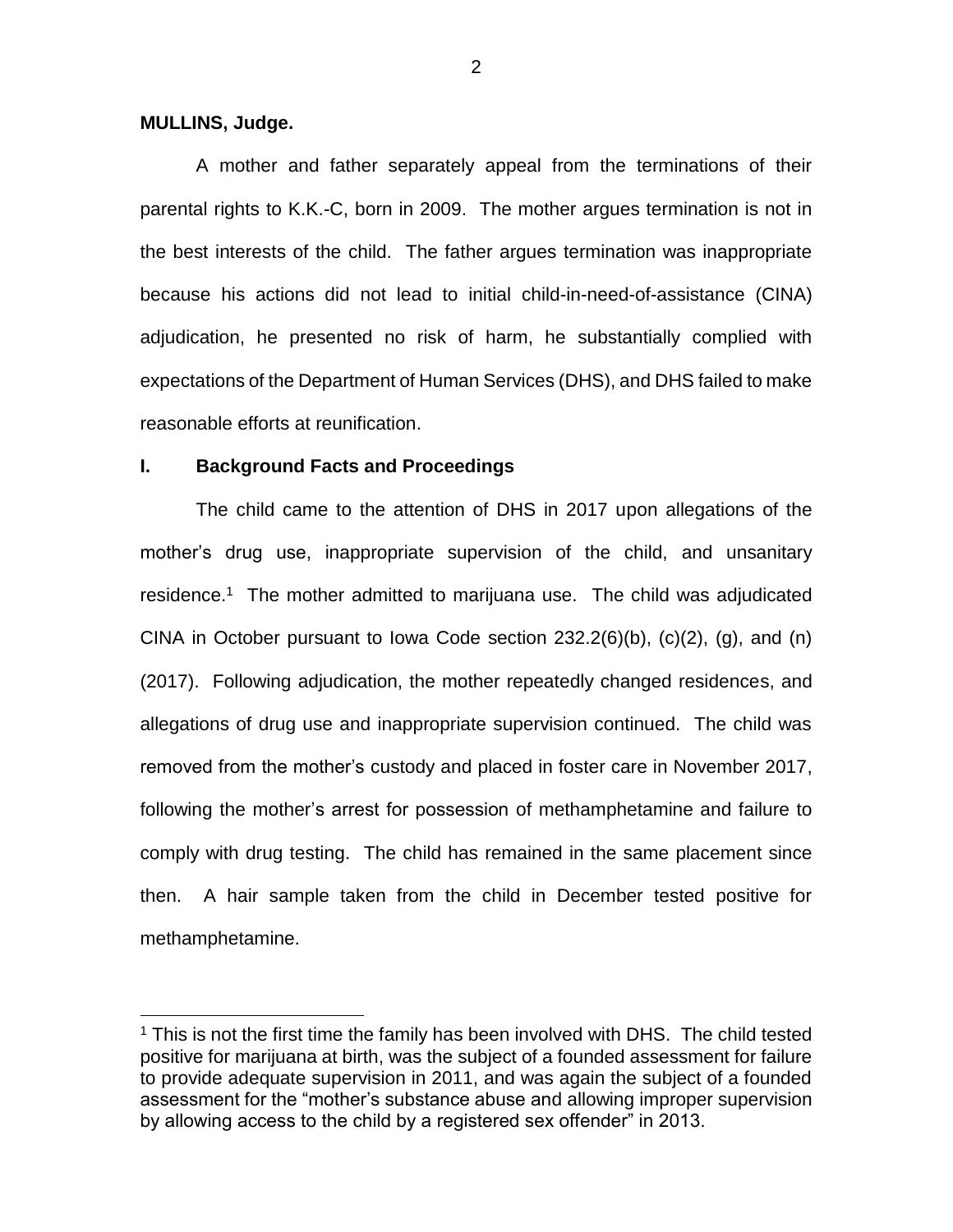**MULLINS, Judge.**

A mother and father separately appeal from the terminations of their parental rights to K.K.-C, born in 2009. The mother argues termination is not in the best interests of the child. The father argues termination was inappropriate because his actions did not lead to initial child-in-need-of-assistance (CINA) adjudication, he presented no risk of harm, he substantially complied with expectations of the Department of Human Services (DHS), and DHS failed to make reasonable efforts at reunification.

## I. Background Facts and Proceedings

The child came to the attention of DHS in 2017 upon allegations of the mother's drug use, inappropriate supervision of the child, and unsanitary residence.[1] The mother admitted to marijuana use. The child was adjudicated CINA in October pursuant to Iowa Code section 232.2(6)(b), (c)(2), (g), and (n) (2017). Following adjudication, the mother repeatedly changed residences, and allegations of drug use and inappropriate supervision continued. The child was removed from the mother's custody and placed in foster care in November 2017, following the mother's arrest for possession of methamphetamine and failure to comply with drug testing. The child has remained in the same placement since then. A hair sample taken from the child in December tested positive for methamphetamine.

[1] This is not the first time the family has been involved with DHS. The child tested positive for marijuana at birth, was the subject of a founded assessment for failure to provide adequate supervision in 2011, and was again the subject of a founded assessment for the "mother's substance abuse and allowing improper supervision by allowing access to the child by a registered sex offender" in 2013.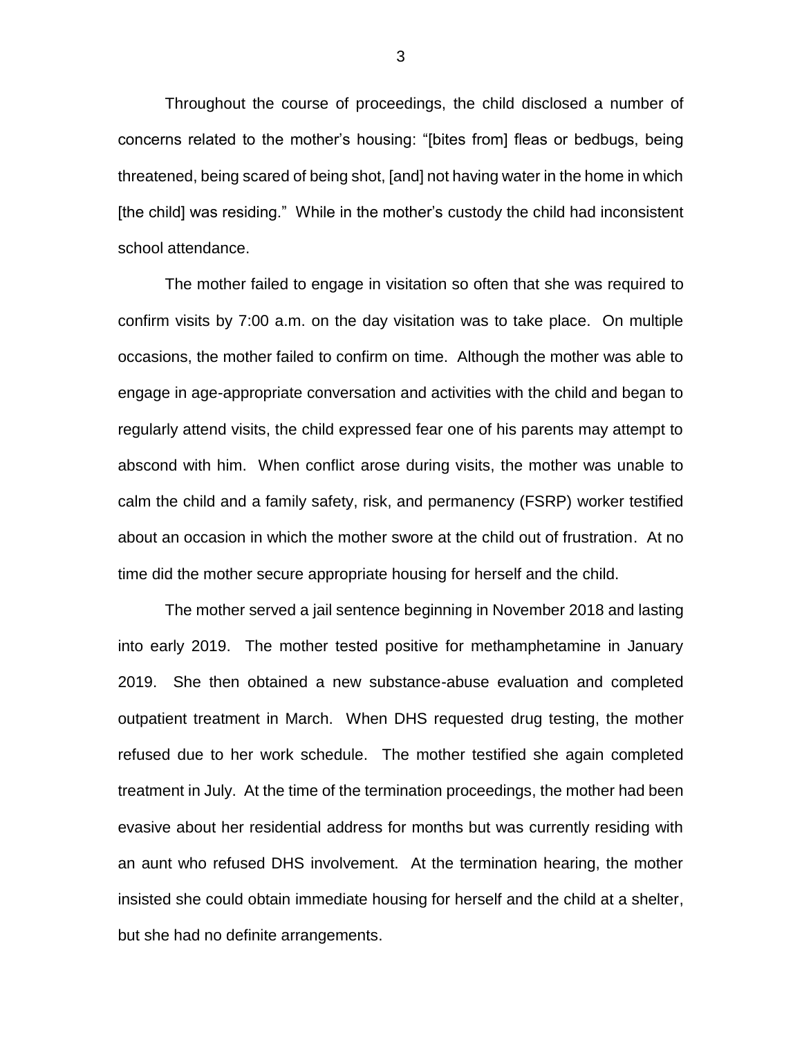Throughout the course of proceedings, the child disclosed a number of concerns related to the mother's housing: "[bites from] fleas or bedbugs, being threatened, being scared of being shot, [and] not having water in the home in which [the child] was residing." While in the mother's custody the child had inconsistent school attendance.

The mother failed to engage in visitation so often that she was required to confirm visits by 7:00 a.m. on the day visitation was to take place. On multiple occasions, the mother failed to confirm on time. Although the mother was able to engage in age-appropriate conversation and activities with the child and began to regularly attend visits, the child expressed fear one of his parents may attempt to abscond with him. When conflict arose during visits, the mother was unable to calm the child and a family safety, risk, and permanency (FSRP) worker testified about an occasion in which the mother swore at the child out of frustration. At no time did the mother secure appropriate housing for herself and the child.

The mother served a jail sentence beginning in November 2018 and lasting into early 2019. The mother tested positive for methamphetamine in January 2019. She then obtained a new substance-abuse evaluation and completed outpatient treatment in March. When DHS requested drug testing, the mother refused due to her work schedule. The mother testified she again completed treatment in July. At the time of the termination proceedings, the mother had been evasive about her residential address for months but was currently residing with an aunt who refused DHS involvement. At the termination hearing, the mother insisted she could obtain immediate housing for herself and the child at a shelter, but she had no definite arrangements.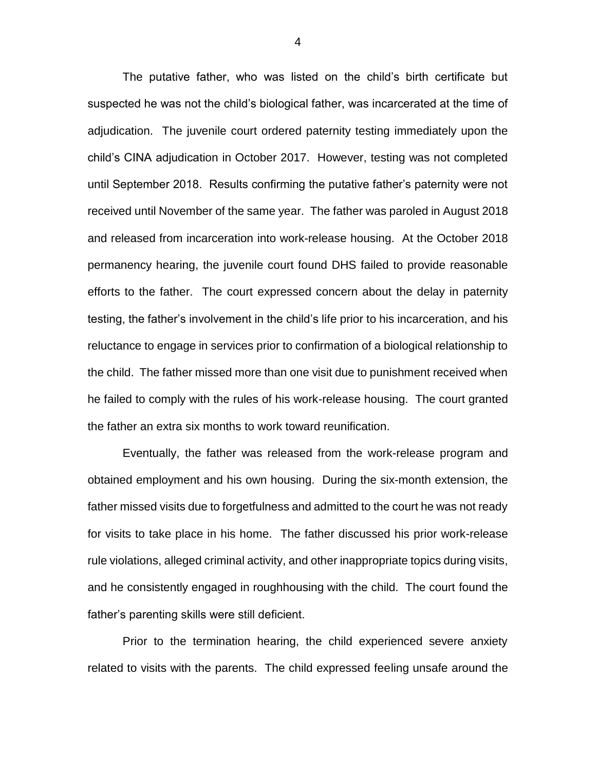The putative father, who was listed on the child's birth certificate but suspected he was not the child's biological father, was incarcerated at the time of adjudication. The juvenile court ordered paternity testing immediately upon the child's CINA adjudication in October 2017. However, testing was not completed until September 2018. Results confirming the putative father's paternity were not received until November of the same year. The father was paroled in August 2018 and released from incarceration into work-release housing. At the October 2018 permanency hearing, the juvenile court found DHS failed to provide reasonable efforts to the father. The court expressed concern about the delay in paternity testing, the father's involvement in the child's life prior to his incarceration, and his reluctance to engage in services prior to confirmation of a biological relationship to the child. The father missed more than one visit due to punishment received when he failed to comply with the rules of his work-release housing. The court granted the father an extra six months to work toward reunification.

Eventually, the father was released from the work-release program and obtained employment and his own housing. During the six-month extension, the father missed visits due to forgetfulness and admitted to the court he was not ready for visits to take place in his home. The father discussed his prior work-release rule violations, alleged criminal activity, and other inappropriate topics during visits, and he consistently engaged in roughhousing with the child. The court found the father's parenting skills were still deficient.

Prior to the termination hearing, the child experienced severe anxiety related to visits with the parents. The child expressed feeling unsafe around the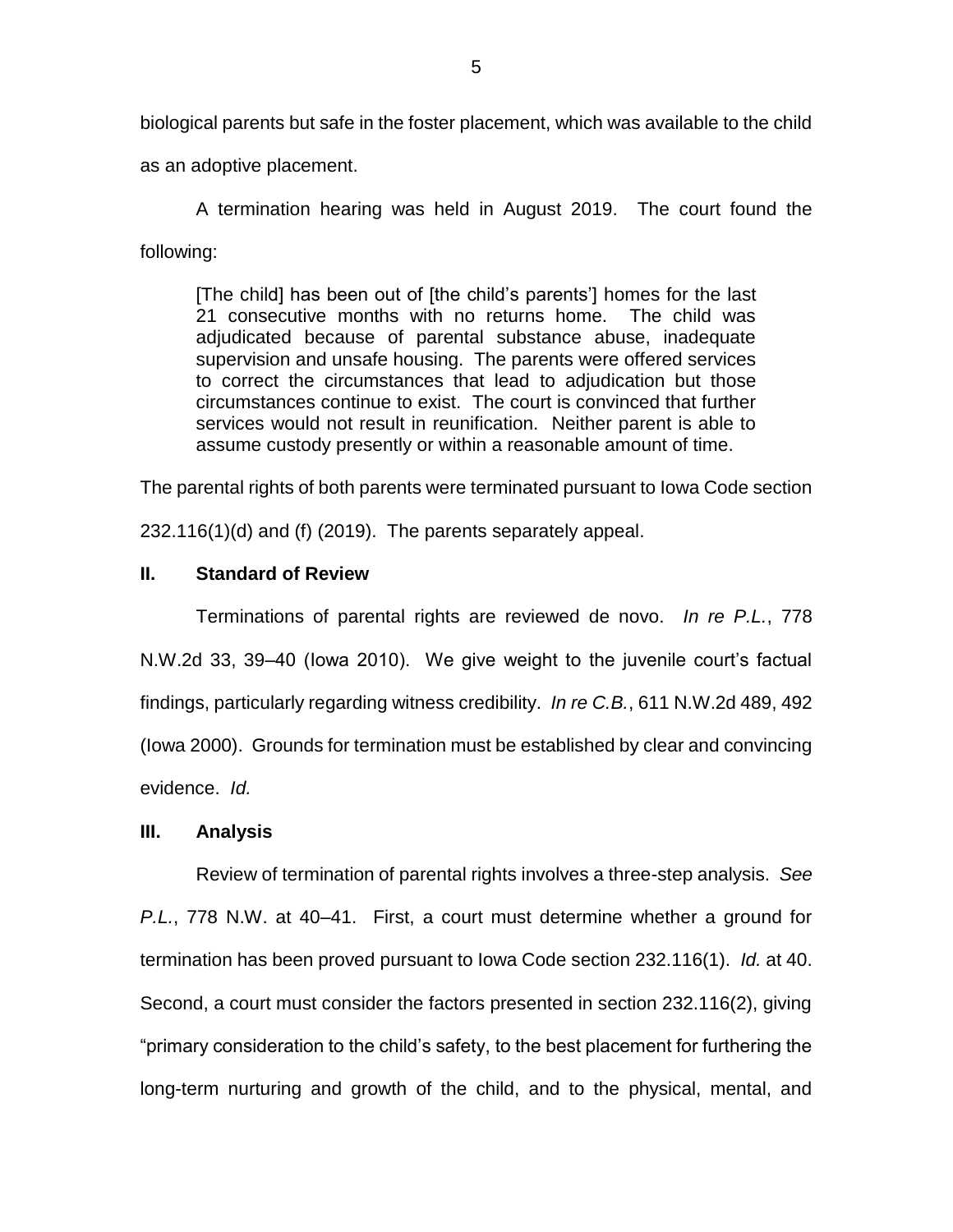biological parents but safe in the foster placement, which was available to the child as an adoptive placement.

A termination hearing was held in August 2019. The court found the following:

> [The child] has been out of [the child's parents'] homes for the last 21 consecutive months with no returns home. The child was adjudicated because of parental substance abuse, inadequate supervision and unsafe housing. The parents were offered services to correct the circumstances that lead to adjudication but those circumstances continue to exist. The court is convinced that further services would not result in reunification. Neither parent is able to assume custody presently or within a reasonable amount of time.

The parental rights of both parents were terminated pursuant to Iowa Code section 232.116(1)(d) and (f) (2019). The parents separately appeal.

## II. Standard of Review

Terminations of parental rights are reviewed de novo. *In re P.L.*, 778 N.W.2d 33, 39–40 (Iowa 2010). We give weight to the juvenile court's factual findings, particularly regarding witness credibility. *In re C.B.*, 611 N.W.2d 489, 492 (Iowa 2000). Grounds for termination must be established by clear and convincing evidence. *Id.*

## III. Analysis

Review of termination of parental rights involves a three-step analysis. *See P.L.*, 778 N.W. at 40–41. First, a court must determine whether a ground for termination has been proved pursuant to Iowa Code section 232.116(1). *Id.* at 40. Second, a court must consider the factors presented in section 232.116(2), giving "primary consideration to the child's safety, to the best placement for furthering the long-term nurturing and growth of the child, and to the physical, mental, and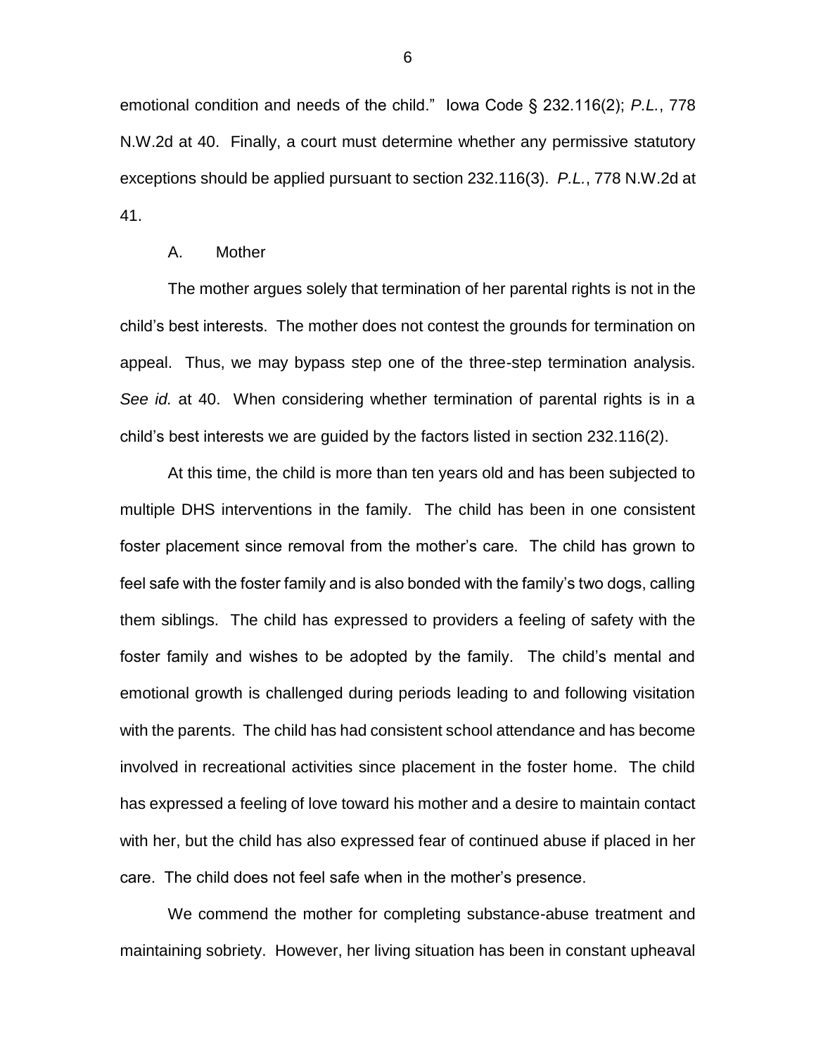emotional condition and needs of the child." Iowa Code § 232.116(2); *P.L.*, 778 N.W.2d at 40. Finally, a court must determine whether any permissive statutory exceptions should be applied pursuant to section 232.116(3). *P.L.*, 778 N.W.2d at 41.

### A. Mother

The mother argues solely that termination of her parental rights is not in the child's best interests. The mother does not contest the grounds for termination on appeal. Thus, we may bypass step one of the three-step termination analysis. *See id.* at 40. When considering whether termination of parental rights is in a child's best interests we are guided by the factors listed in section 232.116(2).

At this time, the child is more than ten years old and has been subjected to multiple DHS interventions in the family. The child has been in one consistent foster placement since removal from the mother's care. The child has grown to feel safe with the foster family and is also bonded with the family's two dogs, calling them siblings. The child has expressed to providers a feeling of safety with the foster family and wishes to be adopted by the family. The child's mental and emotional growth is challenged during periods leading to and following visitation with the parents. The child has had consistent school attendance and has become involved in recreational activities since placement in the foster home. The child has expressed a feeling of love toward his mother and a desire to maintain contact with her, but the child has also expressed fear of continued abuse if placed in her care. The child does not feel safe when in the mother's presence.

We commend the mother for completing substance-abuse treatment and maintaining sobriety. However, her living situation has been in constant upheaval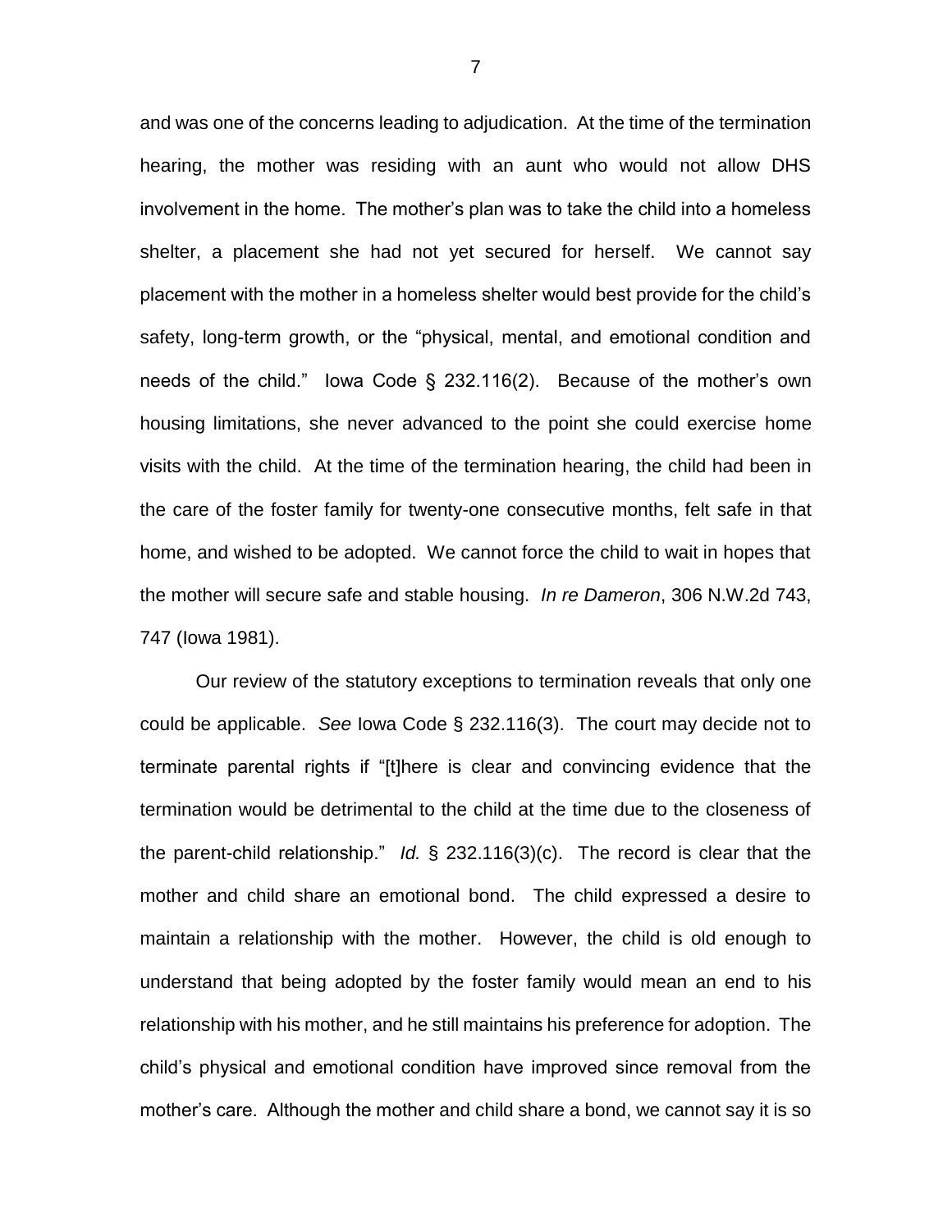and was one of the concerns leading to adjudication. At the time of the termination hearing, the mother was residing with an aunt who would not allow DHS involvement in the home. The mother's plan was to take the child into a homeless shelter, a placement she had not yet secured for herself. We cannot say placement with the mother in a homeless shelter would best provide for the child's safety, long-term growth, or the "physical, mental, and emotional condition and needs of the child." Iowa Code § 232.116(2). Because of the mother's own housing limitations, she never advanced to the point she could exercise home visits with the child. At the time of the termination hearing, the child had been in the care of the foster family for twenty-one consecutive months, felt safe in that home, and wished to be adopted. We cannot force the child to wait in hopes that the mother will secure safe and stable housing. *In re Dameron*, 306 N.W.2d 743, 747 (Iowa 1981).

Our review of the statutory exceptions to termination reveals that only one could be applicable. *See* Iowa Code § 232.116(3). The court may decide not to terminate parental rights if "[t]here is clear and convincing evidence that the termination would be detrimental to the child at the time due to the closeness of the parent-child relationship." *Id.* § 232.116(3)(c). The record is clear that the mother and child share an emotional bond. The child expressed a desire to maintain a relationship with the mother. However, the child is old enough to understand that being adopted by the foster family would mean an end to his relationship with his mother, and he still maintains his preference for adoption. The child's physical and emotional condition have improved since removal from the mother's care. Although the mother and child share a bond, we cannot say it is so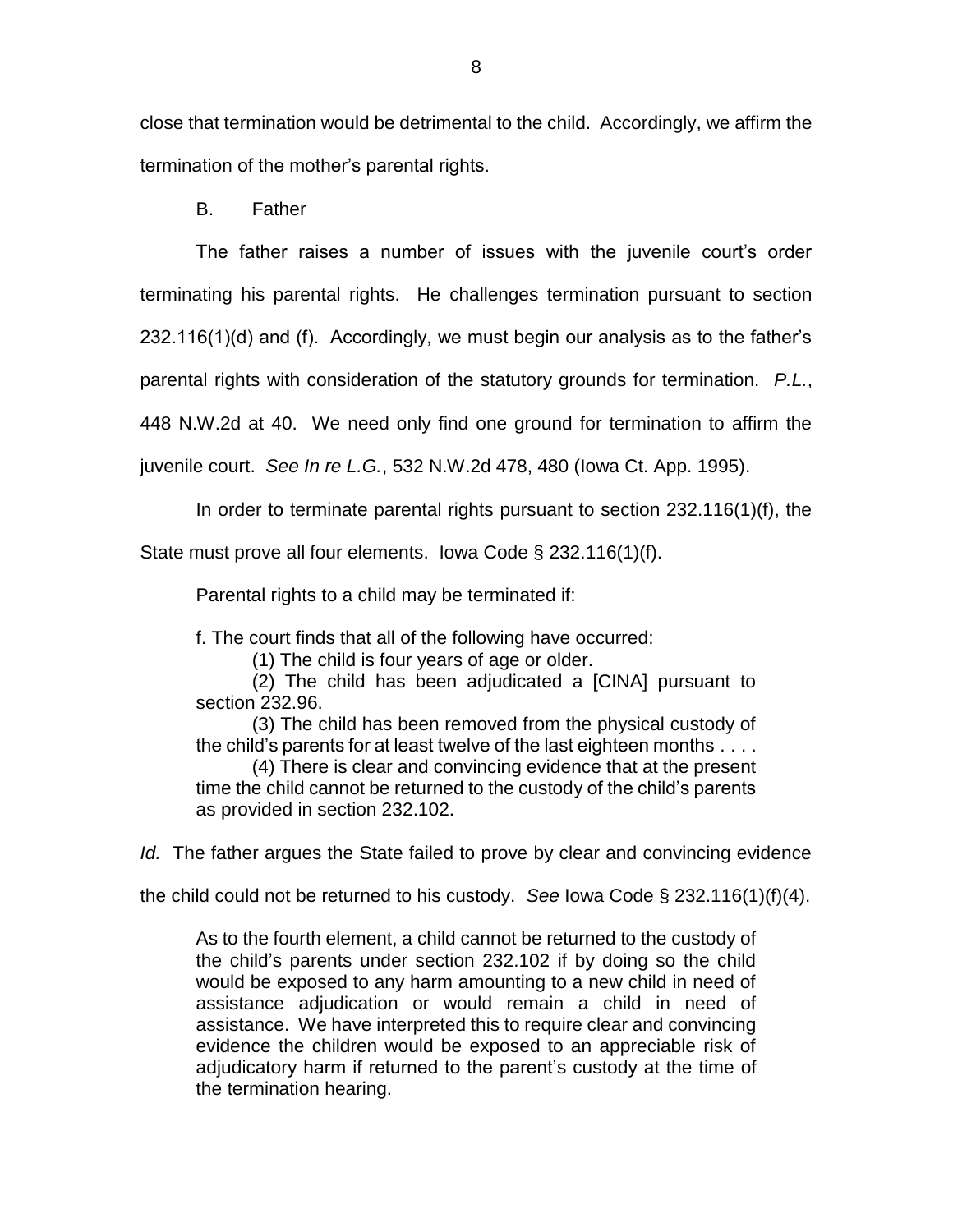close that termination would be detrimental to the child. Accordingly, we affirm the termination of the mother's parental rights.

B. Father

The father raises a number of issues with the juvenile court's order terminating his parental rights. He challenges termination pursuant to section 232.116(1)(d) and (f). Accordingly, we must begin our analysis as to the father's parental rights with consideration of the statutory grounds for termination. *P.L.*, 448 N.W.2d at 40. We need only find one ground for termination to affirm the juvenile court. *See In re L.G.*, 532 N.W.2d 478, 480 (Iowa Ct. App. 1995).

In order to terminate parental rights pursuant to section 232.116(1)(f), the State must prove all four elements. Iowa Code § 232.116(1)(f).

> Parental rights to a child may be terminated if:
>
> f. The court finds that all of the following have occurred:
>
> (1) The child is four years of age or older.
>
> (2) The child has been adjudicated a [CINA] pursuant to section 232.96.
>
> (3) The child has been removed from the physical custody of the child's parents for at least twelve of the last eighteen months . . . .
>
> (4) There is clear and convincing evidence that at the present time the child cannot be returned to the custody of the child's parents as provided in section 232.102.

*Id.* The father argues the State failed to prove by clear and convincing evidence the child could not be returned to his custody. *See* Iowa Code § 232.116(1)(f)(4).

> As to the fourth element, a child cannot be returned to the custody of the child's parents under section 232.102 if by doing so the child would be exposed to any harm amounting to a new child in need of assistance adjudication or would remain a child in need of assistance. We have interpreted this to require clear and convincing evidence the children would be exposed to an appreciable risk of adjudicatory harm if returned to the parent's custody at the time of the termination hearing.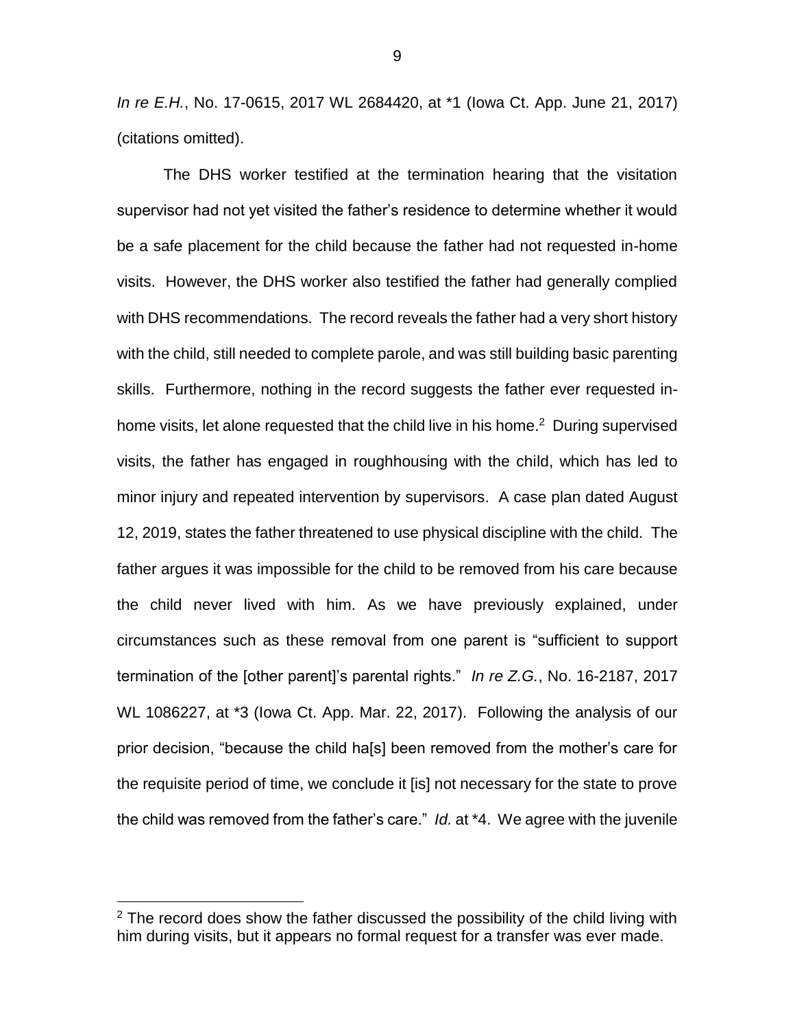*In re E.H.*, No. 17-0615, 2017 WL 2684420, at *1 (Iowa Ct. App. June 21, 2017) (citations omitted).

The DHS worker testified at the termination hearing that the visitation supervisor had not yet visited the father's residence to determine whether it would be a safe placement for the child because the father had not requested in-home visits. However, the DHS worker also testified the father had generally complied with DHS recommendations. The record reveals the father had a very short history with the child, still needed to complete parole, and was still building basic parenting skills. Furthermore, nothing in the record suggests the father ever requested in-home visits, let alone requested that the child live in his home.[2] During supervised visits, the father has engaged in roughhousing with the child, which has led to minor injury and repeated intervention by supervisors. A case plan dated August 12, 2019, states the father threatened to use physical discipline with the child. The father argues it was impossible for the child to be removed from his care because the child never lived with him. As we have previously explained, under circumstances such as these removal from one parent is "sufficient to support termination of the [other parent]'s parental rights." *In re Z.G.*, No. 16-2187, 2017 WL 1086227, at *3 (Iowa Ct. App. Mar. 22, 2017). Following the analysis of our prior decision, "because the child ha[s] been removed from the mother's care for the requisite period of time, we conclude it [is] not necessary for the state to prove the child was removed from the father's care." *Id.* at *4. We agree with the juvenile

[2] The record does show the father discussed the possibility of the child living with him during visits, but it appears no formal request for a transfer was ever made.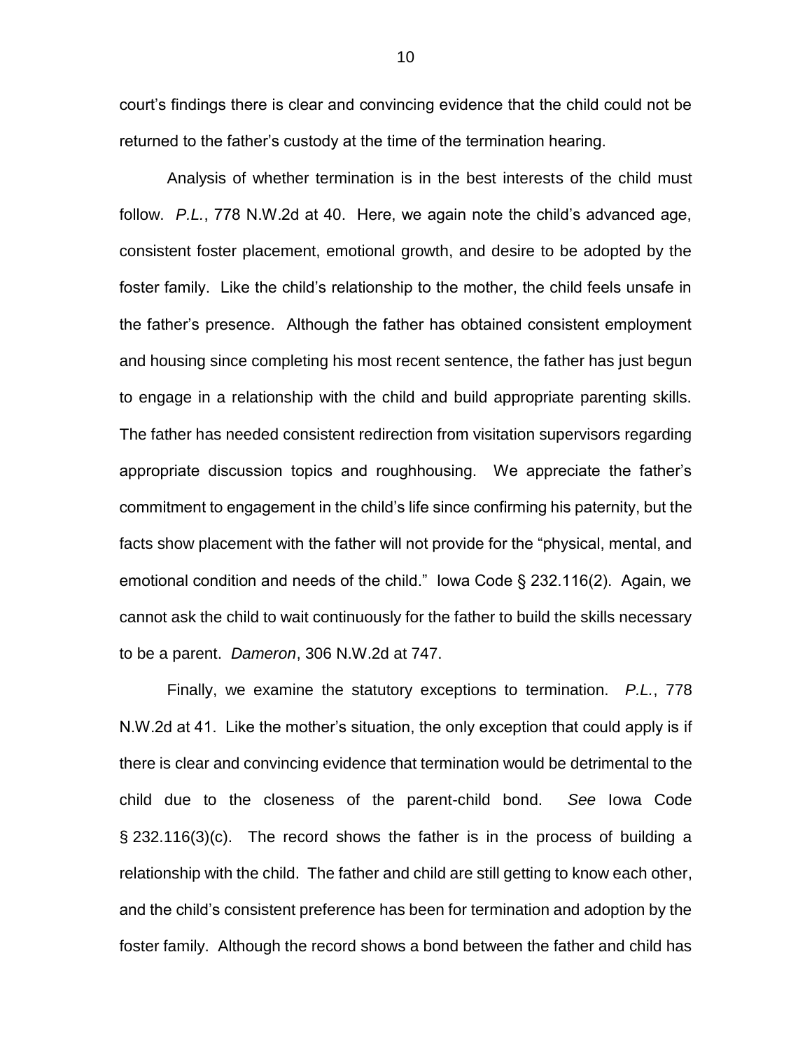court's findings there is clear and convincing evidence that the child could not be returned to the father's custody at the time of the termination hearing.

Analysis of whether termination is in the best interests of the child must follow. *P.L.*, 778 N.W.2d at 40. Here, we again note the child's advanced age, consistent foster placement, emotional growth, and desire to be adopted by the foster family. Like the child's relationship to the mother, the child feels unsafe in the father's presence. Although the father has obtained consistent employment and housing since completing his most recent sentence, the father has just begun to engage in a relationship with the child and build appropriate parenting skills. The father has needed consistent redirection from visitation supervisors regarding appropriate discussion topics and roughhousing. We appreciate the father's commitment to engagement in the child's life since confirming his paternity, but the facts show placement with the father will not provide for the "physical, mental, and emotional condition and needs of the child." Iowa Code § 232.116(2). Again, we cannot ask the child to wait continuously for the father to build the skills necessary to be a parent. *Dameron*, 306 N.W.2d at 747.

Finally, we examine the statutory exceptions to termination. *P.L.*, 778 N.W.2d at 41. Like the mother's situation, the only exception that could apply is if there is clear and convincing evidence that termination would be detrimental to the child due to the closeness of the parent-child bond. *See* Iowa Code § 232.116(3)(c). The record shows the father is in the process of building a relationship with the child. The father and child are still getting to know each other, and the child's consistent preference has been for termination and adoption by the foster family. Although the record shows a bond between the father and child has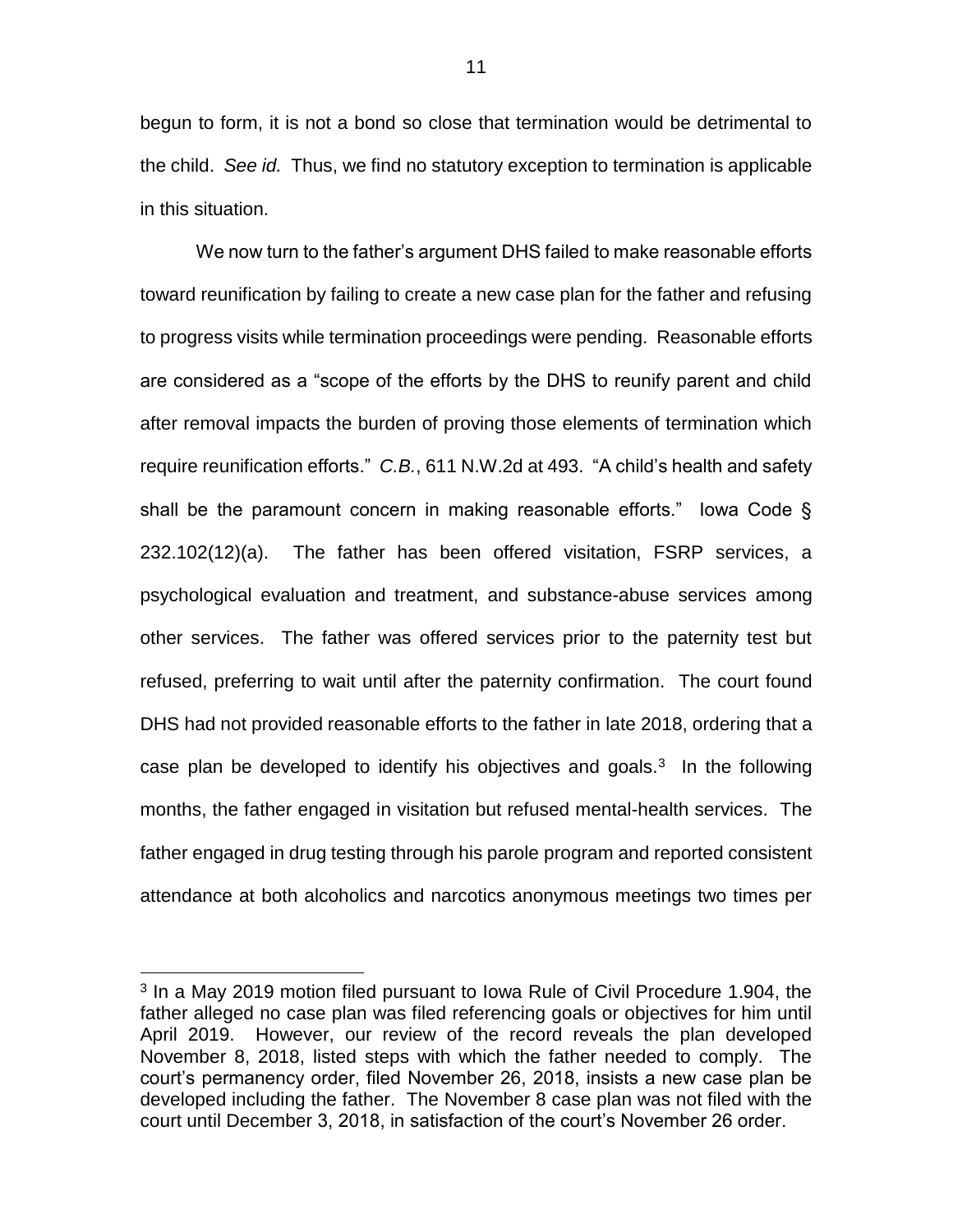begun to form, it is not a bond so close that termination would be detrimental to the child. *See id.* Thus, we find no statutory exception to termination is applicable in this situation.

We now turn to the father's argument DHS failed to make reasonable efforts toward reunification by failing to create a new case plan for the father and refusing to progress visits while termination proceedings were pending. Reasonable efforts are considered as a "scope of the efforts by the DHS to reunify parent and child after removal impacts the burden of proving those elements of termination which require reunification efforts." *C.B.*, 611 N.W.2d at 493. "A child's health and safety shall be the paramount concern in making reasonable efforts." Iowa Code § 232.102(12)(a). The father has been offered visitation, FSRP services, a psychological evaluation and treatment, and substance-abuse services among other services. The father was offered services prior to the paternity test but refused, preferring to wait until after the paternity confirmation. The court found DHS had not provided reasonable efforts to the father in late 2018, ordering that a case plan be developed to identify his objectives and goals.[3] In the following months, the father engaged in visitation but refused mental-health services. The father engaged in drug testing through his parole program and reported consistent attendance at both alcoholics and narcotics anonymous meetings two times per

---

[3] In a May 2019 motion filed pursuant to Iowa Rule of Civil Procedure 1.904, the father alleged no case plan was filed referencing goals or objectives for him until April 2019. However, our review of the record reveals the plan developed November 8, 2018, listed steps with which the father needed to comply. The court's permanency order, filed November 26, 2018, insists a new case plan be developed including the father. The November 8 case plan was not filed with the court until December 3, 2018, in satisfaction of the court's November 26 order.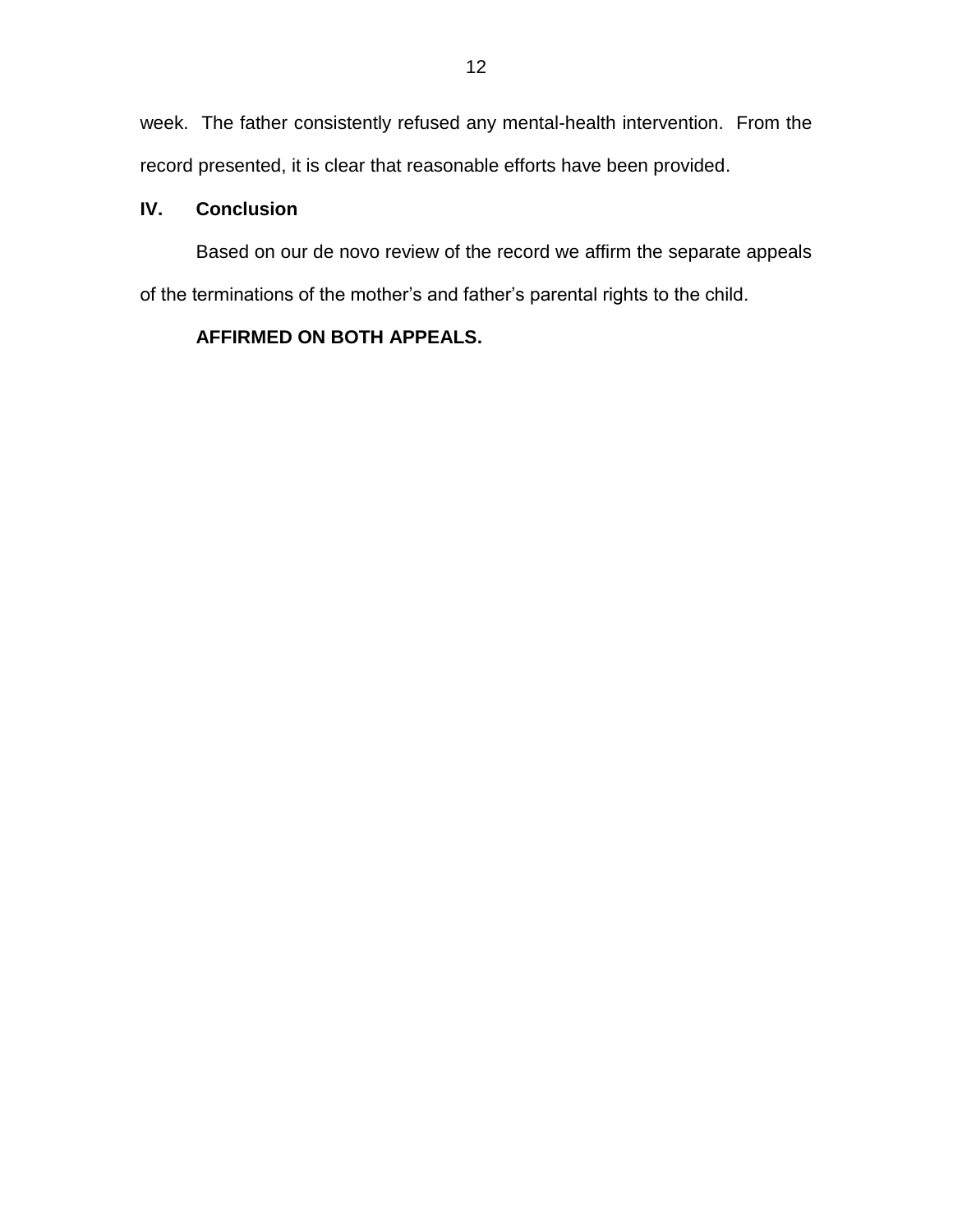week. The father consistently refused any mental-health intervention. From the record presented, it is clear that reasonable efforts have been provided.

## IV. Conclusion

Based on our de novo review of the record we affirm the separate appeals of the terminations of the mother's and father's parental rights to the child.

**AFFIRMED ON BOTH APPEALS.**